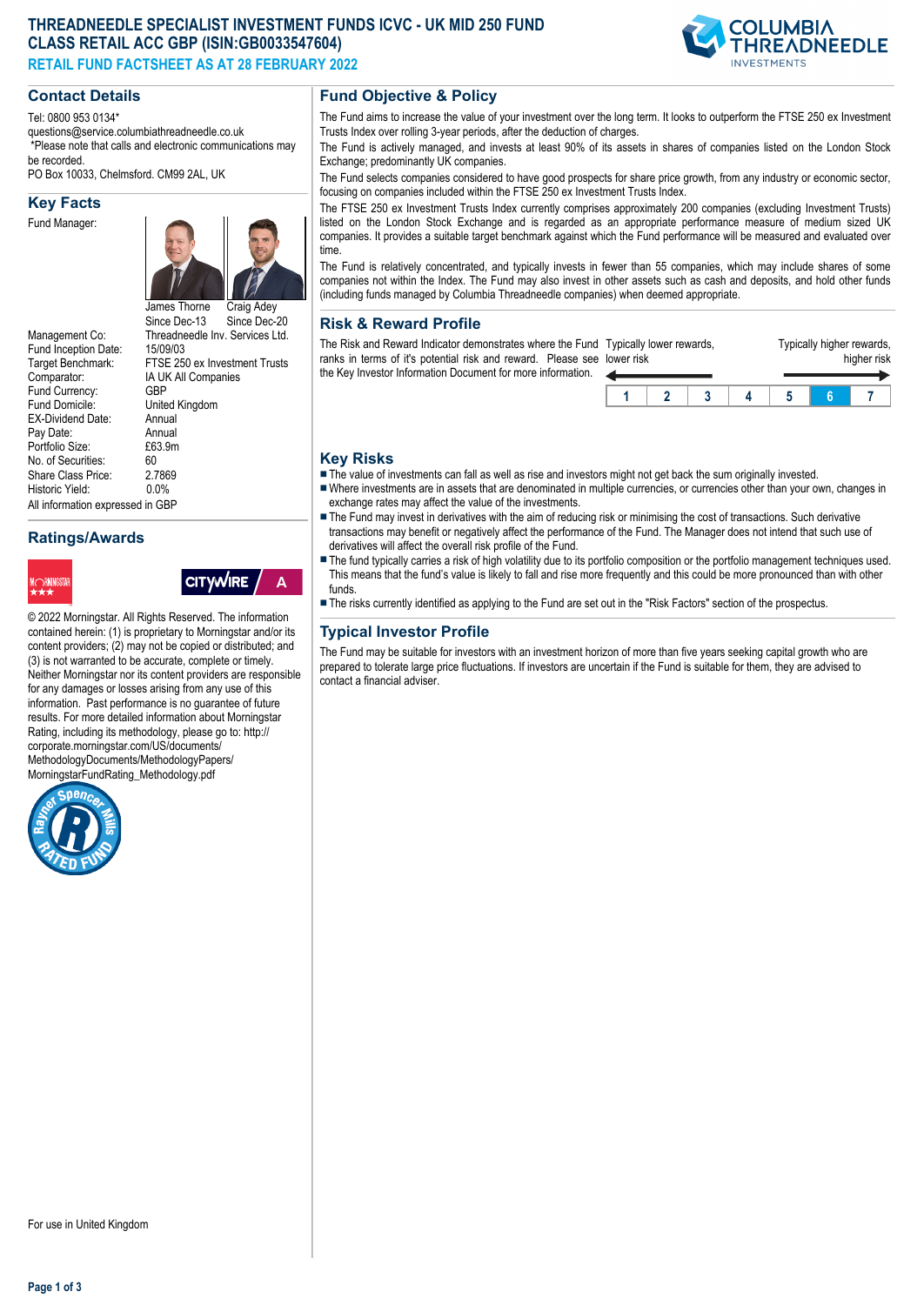# THREADNEEDLE SPECIALIST INVESTMENT FUNDS ICVC - UK MID 250 FUND CLASS RETAIL ACC GBP (ISIN:GB0033547604)

**RETAIL FUND FACTSHEET AS AT 28 FEBRUARY 2022**

## Contact Details

Tel: 0800 953 0134*
questions@service.columbiathreadneedle.co.uk
*Please note that calls and electronic communications may be recorded.
PO Box 10033, Chelmsford. CM99 2AL, UK

## Key Facts

Fund Manager: James Thorne (Since Dec-13), Craig Adey (Since Dec-20)

| | |
|---|---|
| Management Co: | Threadneedle Inv. Services Ltd. |
| Fund Inception Date: | 15/09/03 |
| Target Benchmark: | FTSE 250 ex Investment Trusts |
| Comparator: | IA UK All Companies |
| Fund Currency: | GBP |
| Fund Domicile: | United Kingdom |
| EX-Dividend Date: | Annual |
| Pay Date: | Annual |
| Portfolio Size: | £63.9m |
| No. of Securities: | 60 |
| Share Class Price: | 2.7869 |
| Historic Yield: | 0.0% |

All information expressed in GBP

## Ratings/Awards

Morningstar ★★★ | Citywire A

© 2022 Morningstar. All Rights Reserved. The information contained herein: (1) is proprietary to Morningstar and/or its content providers; (2) may not be copied or distributed; and (3) is not warranted to be accurate, complete or timely. Neither Morningstar nor its content providers are responsible for any damages or losses arising from any use of this information. Past performance is no guarantee of future results. For more detailed information about Morningstar Rating, including its methodology, please go to: http://corporate.morningstar.com/US/documents/MethodologyDocuments/MethodologyPapers/MorningstarFundRating_Methodology.pdf

Rayner Spencer Mills Rated Fund

## Fund Objective & Policy

The Fund aims to increase the value of your investment over the long term. It looks to outperform the FTSE 250 ex Investment Trusts Index over rolling 3-year periods, after the deduction of charges.

The Fund is actively managed, and invests at least 90% of its assets in shares of companies listed on the London Stock Exchange; predominantly UK companies.

The Fund selects companies considered to have good prospects for share price growth, from any industry or economic sector, focusing on companies included within the FTSE 250 ex Investment Trusts Index.

The FTSE 250 ex Investment Trusts Index currently comprises approximately 200 companies (excluding Investment Trusts) listed on the London Stock Exchange and is regarded as an appropriate performance measure of medium sized UK companies. It provides a suitable target benchmark against which the Fund performance will be measured and evaluated over time.

The Fund is relatively concentrated, and typically invests in fewer than 55 companies, which may include shares of some companies not within the Index. The Fund may also invest in other assets such as cash and deposits, and hold other funds (including funds managed by Columbia Threadneedle companies) when deemed appropriate.

## Risk & Reward Profile

The Risk and Reward Indicator demonstrates where the Fund ranks in terms of it's potential risk and reward. Please see the Key Investor Information Document for more information.

Typically lower rewards, lower risk ← → Typically higher rewards, higher risk

| 1 | 2 | 3 | 4 | 5 | **6** | 7 |
|---|---|---|---|---|---|---|

## Key Risks

- The value of investments can fall as well as rise and investors might not get back the sum originally invested.
- Where investments are in assets that are denominated in multiple currencies, or currencies other than your own, changes in exchange rates may affect the value of the investments.
- The Fund may invest in derivatives with the aim of reducing risk or minimising the cost of transactions. Such derivative transactions may benefit or negatively affect the performance of the Fund. The Manager does not intend that such use of derivatives will affect the overall risk profile of the Fund.
- The fund typically carries a risk of high volatility due to its portfolio composition or the portfolio management techniques used. This means that the fund's value is likely to fall and rise more frequently and this could be more pronounced than with other funds.
- The risks currently identified as applying to the Fund are set out in the "Risk Factors" section of the prospectus.

## Typical Investor Profile

The Fund may be suitable for investors with an investment horizon of more than five years seeking capital growth who are prepared to tolerate large price fluctuations. If investors are uncertain if the Fund is suitable for them, they are advised to contact a financial adviser.

For use in United Kingdom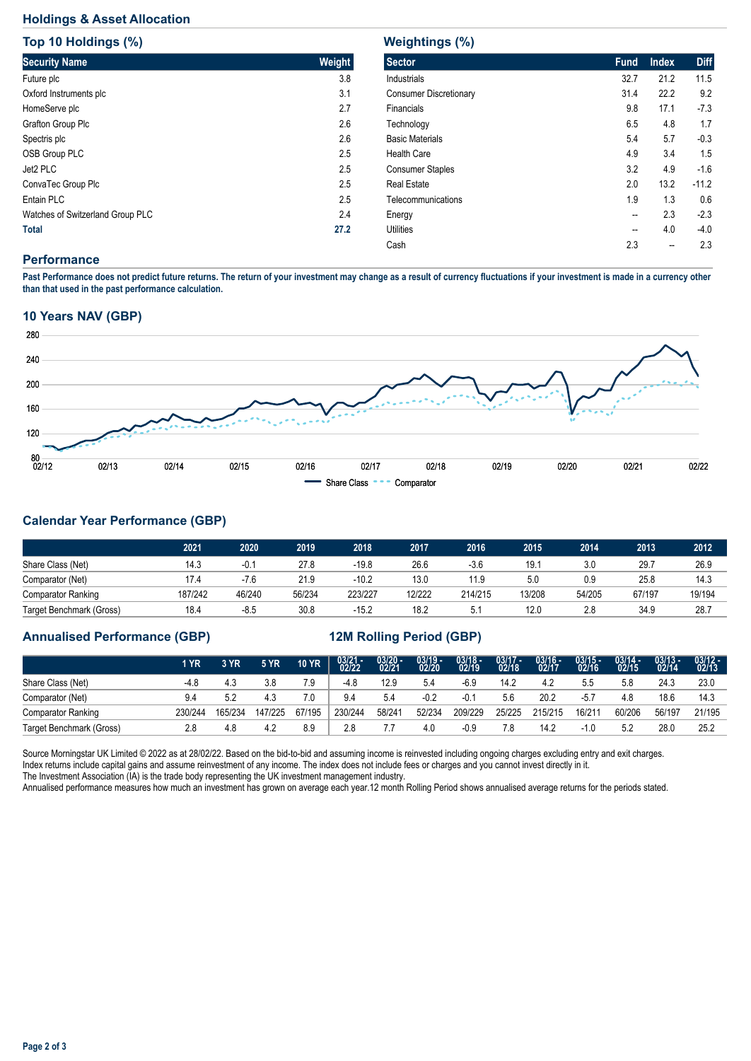## Holdings & Asset Allocation

### Top 10 Holdings (%)

| Security Name | Weight |
|---|---|
| Future plc | 3.8 |
| Oxford Instruments plc | 3.1 |
| HomeServe plc | 2.7 |
| Grafton Group Plc | 2.6 |
| Spectris plc | 2.6 |
| OSB Group PLC | 2.5 |
| Jet2 PLC | 2.5 |
| ConvaTec Group Plc | 2.5 |
| Entain PLC | 2.5 |
| Watches of Switzerland Group PLC | 2.4 |
| **Total** | **27.2** |

### Weightings (%)

| Sector | Fund | Index | Diff |
|---|---|---|---|
| Industrials | 32.7 | 21.2 | 11.5 |
| Consumer Discretionary | 31.4 | 22.2 | 9.2 |
| Financials | 9.8 | 17.1 | -7.3 |
| Technology | 6.5 | 4.8 | 1.7 |
| Basic Materials | 5.4 | 5.7 | -0.3 |
| Health Care | 4.9 | 3.4 | 1.5 |
| Consumer Staples | 3.2 | 4.9 | -1.6 |
| Real Estate | 2.0 | 13.2 | -11.2 |
| Telecommunications | 1.9 | 1.3 | 0.6 |
| Energy | -- | 2.3 | -2.3 |
| Utilities | -- | 4.0 | -4.0 |
| Cash | 2.3 | -- | 2.3 |

## Performance

**Past Performance does not predict future returns. The return of your investment may change as a result of currency fluctuations if your investment is made in a currency other than that used in the past performance calculation.**

### 10 Years NAV (GBP)

Share Class — Comparator

### Calendar Year Performance (GBP)

| | 2021 | 2020 | 2019 | 2018 | 2017 | 2016 | 2015 | 2014 | 2013 | 2012 |
|---|---|---|---|---|---|---|---|---|---|---|
| Share Class (Net) | 14.3 | -0.1 | 27.8 | -19.8 | 26.6 | -3.6 | 19.1 | 3.0 | 29.7 | 26.9 |
| Comparator (Net) | 17.4 | -7.6 | 21.9 | -10.2 | 13.0 | 11.9 | 5.0 | 0.9 | 25.8 | 14.3 |
| Comparator Ranking | 187/242 | 46/240 | 56/234 | 223/227 | 12/222 | 214/215 | 13/208 | 54/205 | 67/197 | 19/194 |
| Target Benchmark (Gross) | 18.4 | -8.5 | 30.8 | -15.2 | 18.2 | 5.1 | 12.0 | 2.8 | 34.9 | 28.7 |

### Annualised Performance (GBP) / 12M Rolling Period (GBP)

| | 1 YR | 3 YR | 5 YR | 10 YR | 03/21 - 02/22 | 03/20 - 02/21 | 03/19 - 02/20 | 03/18 - 02/19 | 03/17 - 02/18 | 03/16 - 02/17 | 03/15 - 02/16 | 03/14 - 02/15 | 03/13 - 02/14 | 03/12 - 02/13 |
|---|---|---|---|---|---|---|---|---|---|---|---|---|---|---|
| Share Class (Net) | -4.8 | 4.3 | 3.8 | 7.9 | -4.8 | 12.9 | 5.4 | -6.9 | 14.2 | 4.2 | 5.5 | 5.8 | 24.3 | 23.0 |
| Comparator (Net) | 9.4 | 5.2 | 4.3 | 7.0 | 9.4 | 5.4 | -0.2 | -0.1 | 5.6 | 20.2 | -5.7 | 4.8 | 18.6 | 14.3 |
| Comparator Ranking | 230/244 | 165/234 | 147/225 | 67/195 | 230/244 | 58/241 | 52/234 | 209/229 | 25/225 | 215/215 | 16/211 | 60/206 | 56/197 | 21/195 |
| Target Benchmark (Gross) | 2.8 | 4.8 | 4.2 | 8.9 | 2.8 | 7.7 | 4.0 | -0.9 | 7.8 | 14.2 | -1.0 | 5.2 | 28.0 | 25.2 |

Source Morningstar UK Limited © 2022 as at 28/02/22. Based on the bid-to-bid and assuming income is reinvested including ongoing charges excluding entry and exit charges.
Index returns include capital gains and assume reinvestment of any income. The index does not include fees or charges and you cannot invest directly in it.
The Investment Association (IA) is the trade body representing the UK investment management industry.
Annualised performance measures how much an investment has grown on average each year.12 month Rolling Period shows annualised average returns for the periods stated.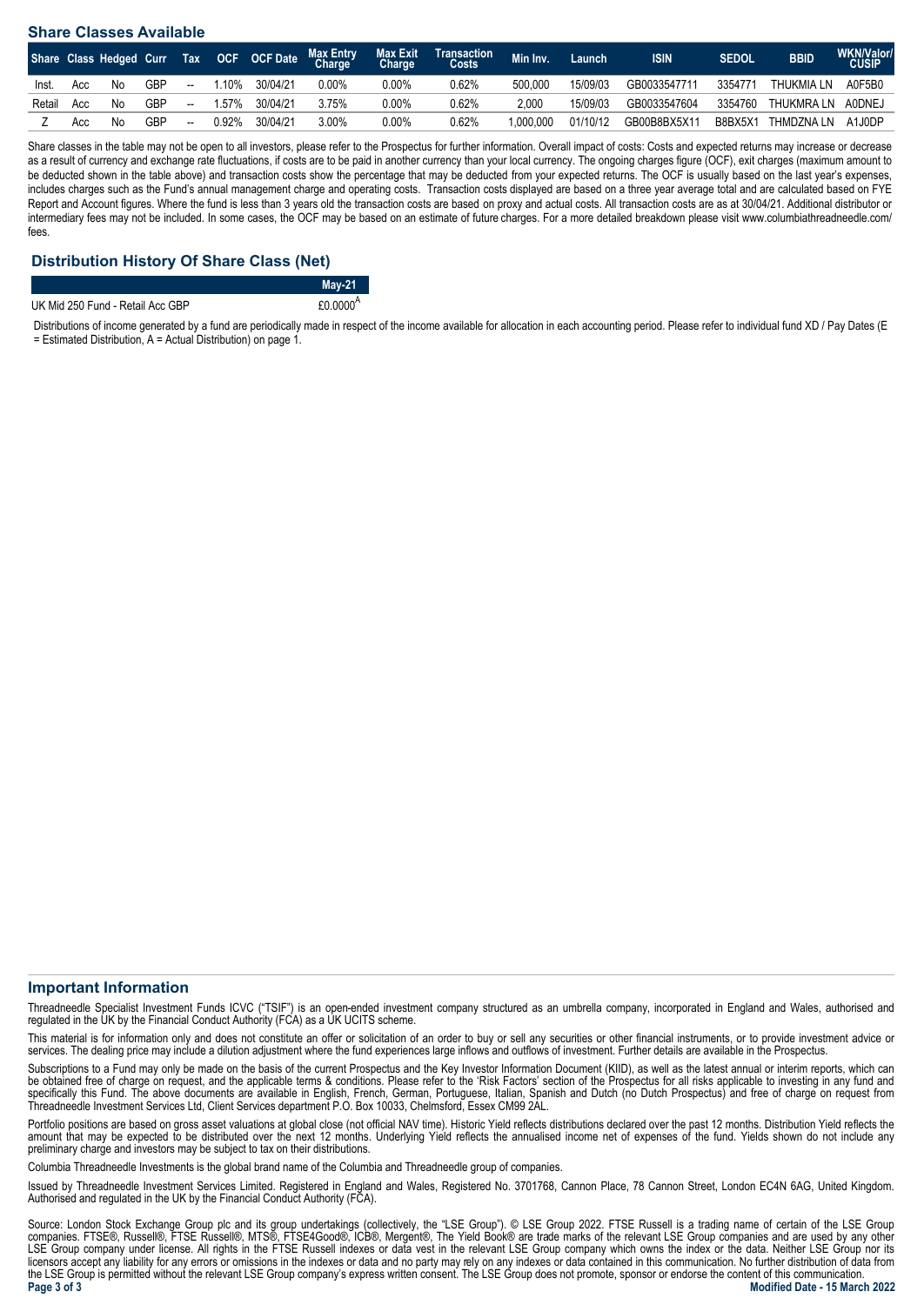## Share Classes Available

| Share | Class | Hedged | Curr | Tax | OCF | OCF Date | Max Entry Charge | Max Exit Charge | Transaction Costs | Min Inv. | Launch | ISIN | SEDOL | BBID | WKN/Valor/ CUSIP |
|---|---|---|---|---|---|---|---|---|---|---|---|---|---|---|---|
| Inst. | Acc | No | GBP | -- | 1.10% | 30/04/21 | 0.00% | 0.00% | 0.62% | 500,000 | 15/09/03 | GB0033547711 | 3354771 | THUKMIA LN | A0F5B0 |
| Retail | Acc | No | GBP | -- | 1.57% | 30/04/21 | 3.75% | 0.00% | 0.62% | 2,000 | 15/09/03 | GB0033547604 | 3354760 | THUKMRA LN | A0DNEJ |
| Z | Acc | No | GBP | -- | 0.92% | 30/04/21 | 3.00% | 0.00% | 0.62% | 1,000,000 | 01/10/12 | GB00B8BX5X11 | B8BX5X1 | THMDZNA LN | A1J0DP |

Share classes in the table may not be open to all investors, please refer to the Prospectus for further information. Overall impact of costs: Costs and expected returns may increase or decrease as a result of currency and exchange rate fluctuations, if costs are to be paid in another currency than your local currency. The ongoing charges figure (OCF), exit charges (maximum amount to be deducted shown in the table above) and transaction costs show the percentage that may be deducted from your expected returns. The OCF is usually based on the last year's expenses, includes charges such as the Fund's annual management charge and operating costs. Transaction costs displayed are based on a three year average total and are calculated based on FYE Report and Account figures. Where the fund is less than 3 years old the transaction costs are based on proxy and actual costs. All transaction costs are as at 30/04/21. Additional distributor or intermediary fees may not be included. In some cases, the OCF may be based on an estimate of future charges. For a more detailed breakdown please visit www.columbiathreadneedle.com/fees.

## Distribution History Of Share Class (Net)

| | May-21 |
|---|---|
| UK Mid 250 Fund - Retail Acc GBP | £0.0000[A] |

Distributions of income generated by a fund are periodically made in respect of the income available for allocation in each accounting period. Please refer to individual fund XD / Pay Dates (E = Estimated Distribution, A = Actual Distribution) on page 1.

## Important Information

Threadneedle Specialist Investment Funds ICVC ("TSIF") is an open-ended investment company structured as an umbrella company, incorporated in England and Wales, authorised and regulated in the UK by the Financial Conduct Authority (FCA) as a UK UCITS scheme.

This material is for information only and does not constitute an offer or solicitation of an order to buy or sell any securities or other financial instruments, or to provide investment advice or services. The dealing price may include a dilution adjustment where the fund experiences large inflows and outflows of investment. Further details are available in the Prospectus.

Subscriptions to a Fund may only be made on the basis of the current Prospectus and the Key Investor Information Document (KIID), as well as the latest annual or interim reports, which can be obtained free of charge on request, and the applicable terms & conditions. Please refer to the 'Risk Factors' section of the Prospectus for all risks applicable to investing in any fund and specifically this Fund. The above documents are available in English, French, German, Portuguese, Italian, Spanish and Dutch (no Dutch Prospectus) and free of charge on request from Threadneedle Investment Services Ltd, Client Services department P.O. Box 10033, Chelmsford, Essex CM99 2AL.

Portfolio positions are based on gross asset valuations at global close (not official NAV time). Historic Yield reflects distributions declared over the past 12 months. Distribution Yield reflects the amount that may be expected to be distributed over the next 12 months. Underlying Yield reflects the annualised income net of expenses of the fund. Yields shown do not include any preliminary charge and investors may be subject to tax on their distributions.

Columbia Threadneedle Investments is the global brand name of the Columbia and Threadneedle group of companies.

Issued by Threadneedle Investment Services Limited. Registered in England and Wales, Registered No. 3701768, Cannon Place, 78 Cannon Street, London EC4N 6AG, United Kingdom. Authorised and regulated in the UK by the Financial Conduct Authority (FCA).

Source: London Stock Exchange Group plc and its group undertakings (collectively, the "LSE Group"). © LSE Group 2022. FTSE Russell is a trading name of certain of the LSE Group companies. FTSE®, Russell®, FTSE Russell®, MTS®, FTSE4Good®, ICB®, Mergent®, The Yield Book® are trade marks of the relevant LSE Group companies and are used by any other LSE Group company under license. All rights in the FTSE Russell indexes or data vest in the relevant LSE Group company which owns the index or the data. Neither LSE Group nor its licensors accept any liability for any errors or omissions in the indexes or data and no party may rely on any indexes or data contained in this communication. No further distribution of data from the LSE Group is permitted without the relevant LSE Group company's express written consent. The LSE Group does not promote, sponsor or endorse the content of this communication.

**Modified Date - 15 March 2022**